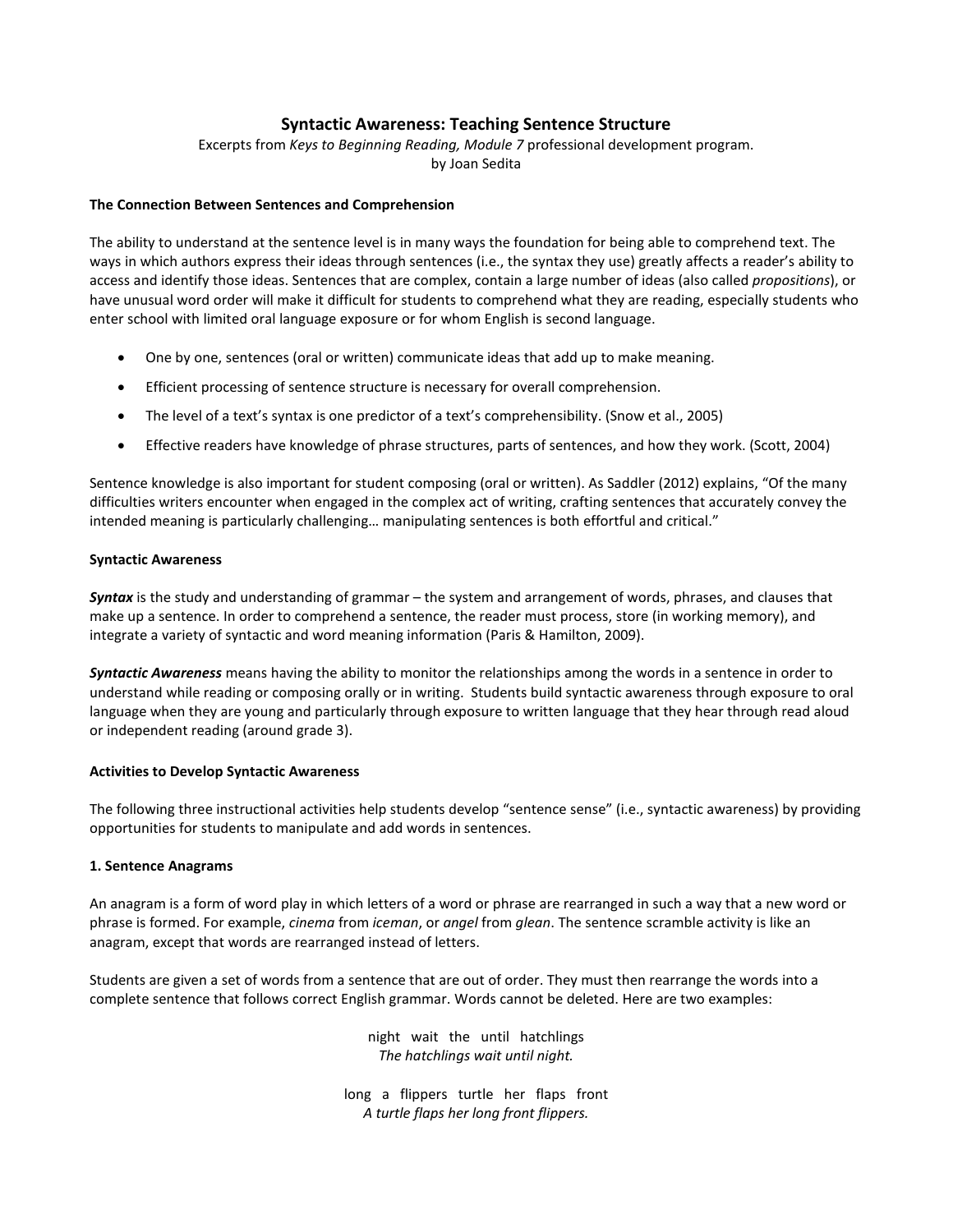# Syntactic Awareness: Teaching Sentence Structure

Excerpts from *Keys to Beginning Reading, Module 7* professional development program.
by Joan Sedita

**The Connection Between Sentences and Comprehension**

The ability to understand at the sentence level is in many ways the foundation for being able to comprehend text. The ways in which authors express their ideas through sentences (i.e., the syntax they use) greatly affects a reader's ability to access and identify those ideas. Sentences that are complex, contain a large number of ideas (also called *propositions*), or have unusual word order will make it difficult for students to comprehend what they are reading, especially students who enter school with limited oral language exposure or for whom English is second language.

- One by one, sentences (oral or written) communicate ideas that add up to make meaning.
- Efficient processing of sentence structure is necessary for overall comprehension.
- The level of a text's syntax is one predictor of a text's comprehensibility. (Snow et al., 2005)
- Effective readers have knowledge of phrase structures, parts of sentences, and how they work. (Scott, 2004)

Sentence knowledge is also important for student composing (oral or written). As Saddler (2012) explains, "Of the many difficulties writers encounter when engaged in the complex act of writing, crafting sentences that accurately convey the intended meaning is particularly challenging… manipulating sentences is both effortful and critical."

**Syntactic Awareness**

***Syntax*** is the study and understanding of grammar – the system and arrangement of words, phrases, and clauses that make up a sentence. In order to comprehend a sentence, the reader must process, store (in working memory), and integrate a variety of syntactic and word meaning information (Paris & Hamilton, 2009).

***Syntactic Awareness*** means having the ability to monitor the relationships among the words in a sentence in order to understand while reading or composing orally or in writing. Students build syntactic awareness through exposure to oral language when they are young and particularly through exposure to written language that they hear through read aloud or independent reading (around grade 3).

**Activities to Develop Syntactic Awareness**

The following three instructional activities help students develop "sentence sense" (i.e., syntactic awareness) by providing opportunities for students to manipulate and add words in sentences.

**1. Sentence Anagrams**

An anagram is a form of word play in which letters of a word or phrase are rearranged in such a way that a new word or phrase is formed. For example, *cinema* from *iceman*, or *angel* from *glean*. The sentence scramble activity is like an anagram, except that words are rearranged instead of letters.

Students are given a set of words from a sentence that are out of order. They must then rearrange the words into a complete sentence that follows correct English grammar. Words cannot be deleted. Here are two examples:

night wait the until hatchlings
*The hatchlings wait until night.*

long a flippers turtle her flaps front
*A turtle flaps her long front flippers.*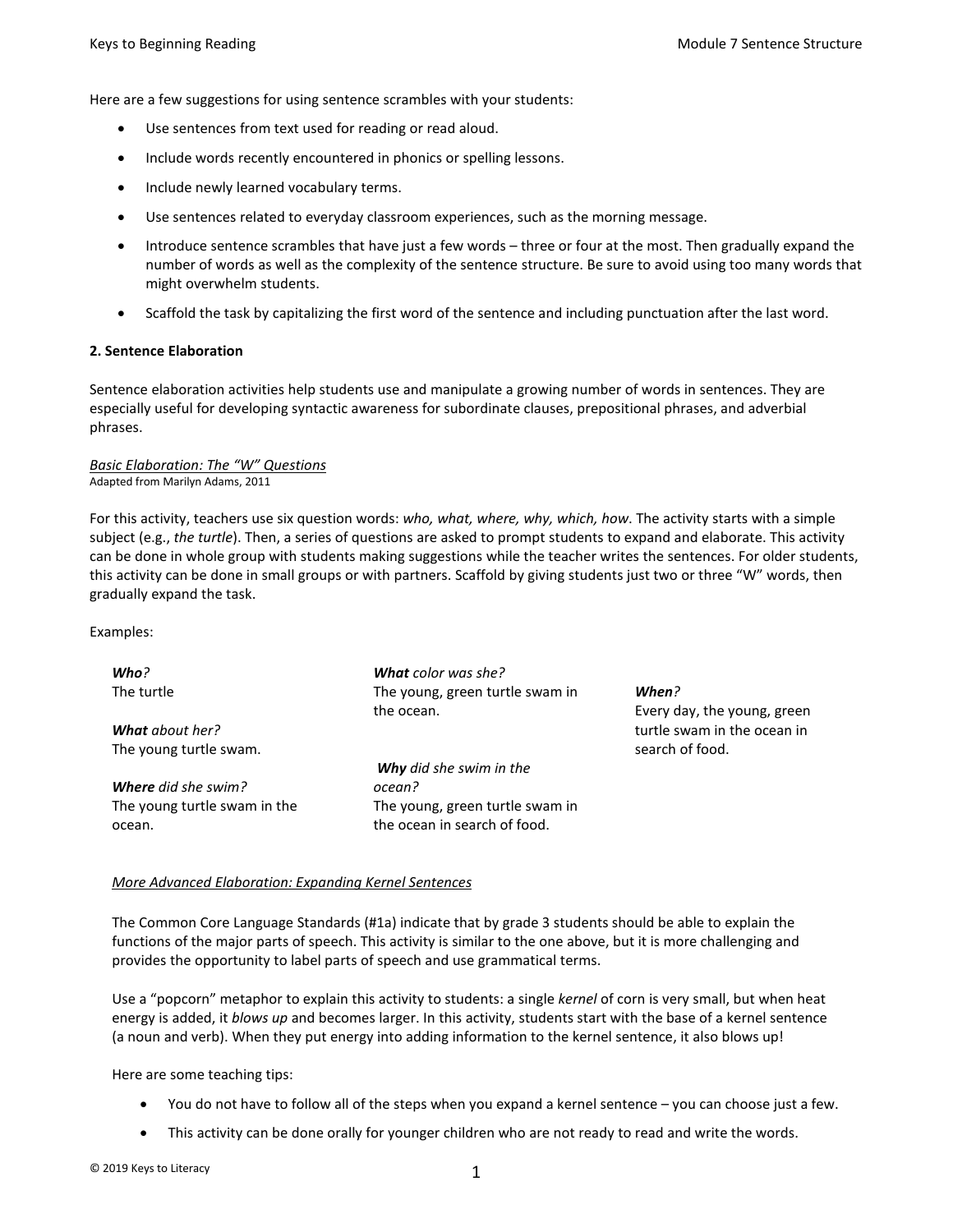Here are a few suggestions for using sentence scrambles with your students:

- Use sentences from text used for reading or read aloud.
- Include words recently encountered in phonics or spelling lessons.
- Include newly learned vocabulary terms.
- Use sentences related to everyday classroom experiences, such as the morning message.
- Introduce sentence scrambles that have just a few words – three or four at the most. Then gradually expand the number of words as well as the complexity of the sentence structure. Be sure to avoid using too many words that might overwhelm students.
- Scaffold the task by capitalizing the first word of the sentence and including punctuation after the last word.

**2. Sentence Elaboration**

Sentence elaboration activities help students use and manipulate a growing number of words in sentences. They are especially useful for developing syntactic awareness for subordinate clauses, prepositional phrases, and adverbial phrases.

*Basic Elaboration: The "W" Questions*
Adapted from Marilyn Adams, 2011

For this activity, teachers use six question words: *who, what, where, why, which, how*. The activity starts with a simple subject (e.g., *the turtle*). Then, a series of questions are asked to prompt students to expand and elaborate. This activity can be done in whole group with students making suggestions while the teacher writes the sentences. For older students, this activity can be done in small groups or with partners. Scaffold by giving students just two or three "W" words, then gradually expand the task.

Examples:

***Who****?*
The turtle

***What*** *about her?*
The young turtle swam.

***Where*** *did she swim?*
The young turtle swam in the ocean.

***What*** *color was she?*
The young, green turtle swam in the ocean.

***Why*** *did she swim in the ocean?*
The young, green turtle swam in the ocean in search of food.

***When****?*
Every day, the young, green turtle swam in the ocean in search of food.

*More Advanced Elaboration: Expanding Kernel Sentences*

The Common Core Language Standards (#1a) indicate that by grade 3 students should be able to explain the functions of the major parts of speech. This activity is similar to the one above, but it is more challenging and provides the opportunity to label parts of speech and use grammatical terms.

Use a "popcorn" metaphor to explain this activity to students: a single *kernel* of corn is very small, but when heat energy is added, it *blows up* and becomes larger. In this activity, students start with the base of a kernel sentence (a noun and verb). When they put energy into adding information to the kernel sentence, it also blows up!

Here are some teaching tips:

- You do not have to follow all of the steps when you expand a kernel sentence – you can choose just a few.
- This activity can be done orally for younger children who are not ready to read and write the words.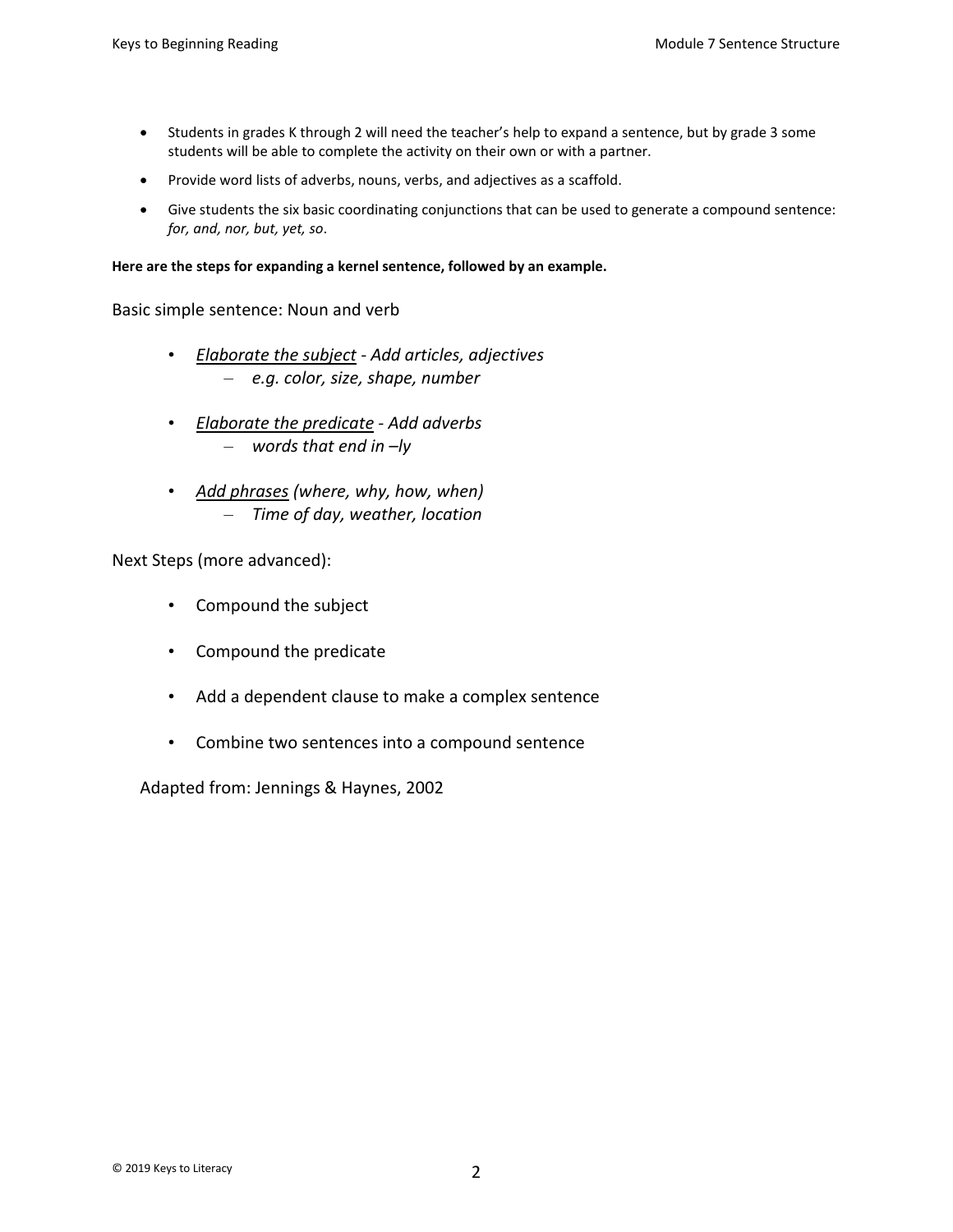- Students in grades K through 2 will need the teacher's help to expand a sentence, but by grade 3 some students will be able to complete the activity on their own or with a partner.
- Provide word lists of adverbs, nouns, verbs, and adjectives as a scaffold.
- Give students the six basic coordinating conjunctions that can be used to generate a compound sentence: *for, and, nor, but, yet, so*.

**Here are the steps for expanding a kernel sentence, followed by an example.**

Basic simple sentence: Noun and verb

- *<u>Elaborate the subject</u> - Add articles, adjectives*
  - *e.g. color, size, shape, number*
- *<u>Elaborate the predicate</u> - Add adverbs*
  - *words that end in –ly*
- *<u>Add phrases</u> (where, why, how, when)*
  - *Time of day, weather, location*

Next Steps (more advanced):

- Compound the subject
- Compound the predicate
- Add a dependent clause to make a complex sentence
- Combine two sentences into a compound sentence

Adapted from: Jennings & Haynes, 2002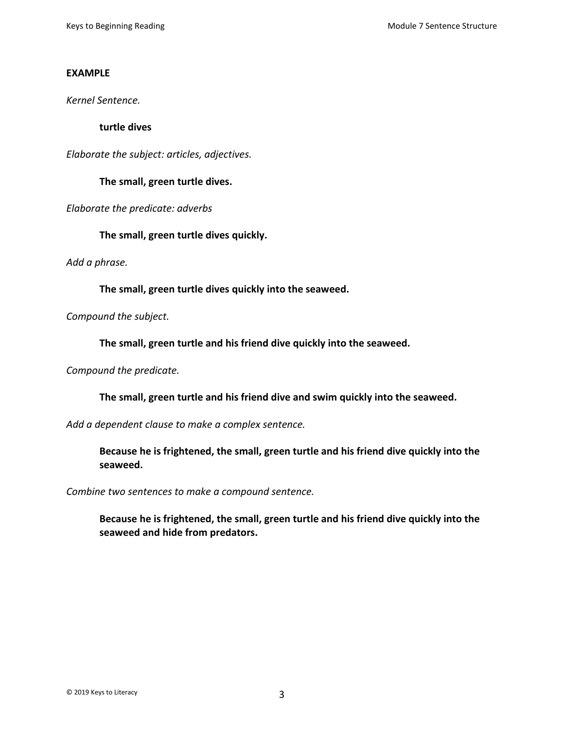**EXAMPLE**

*Kernel Sentence.*

> **turtle dives**

*Elaborate the subject: articles, adjectives.*

> **The small, green turtle dives.**

*Elaborate the predicate: adverbs*

> **The small, green turtle dives quickly.**

*Add a phrase.*

> **The small, green turtle dives quickly into the seaweed.**

*Compound the subject.*

> **The small, green turtle and his friend dive quickly into the seaweed.**

*Compound the predicate.*

> **The small, green turtle and his friend dive and swim quickly into the seaweed.**

*Add a dependent clause to make a complex sentence.*

> **Because he is frightened, the small, green turtle and his friend dive quickly into the seaweed.**

*Combine two sentences to make a compound sentence.*

> **Because he is frightened, the small, green turtle and his friend dive quickly into the seaweed and hide from predators.**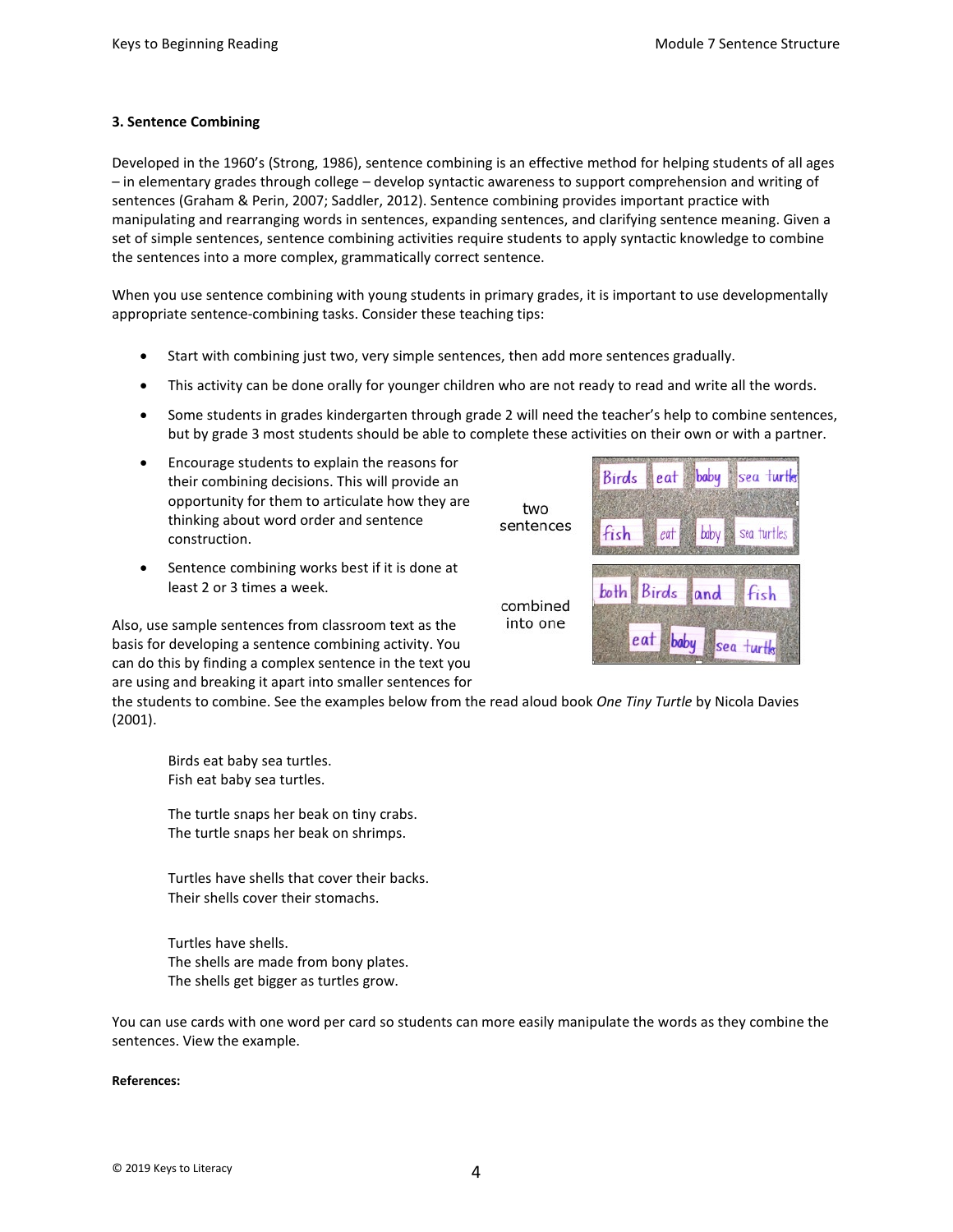### 3. Sentence Combining

Developed in the 1960's (Strong, 1986), sentence combining is an effective method for helping students of all ages – in elementary grades through college – develop syntactic awareness to support comprehension and writing of sentences (Graham & Perin, 2007; Saddler, 2012). Sentence combining provides important practice with manipulating and rearranging words in sentences, expanding sentences, and clarifying sentence meaning. Given a set of simple sentences, sentence combining activities require students to apply syntactic knowledge to combine the sentences into a more complex, grammatically correct sentence.

When you use sentence combining with young students in primary grades, it is important to use developmentally appropriate sentence-combining tasks. Consider these teaching tips:

- Start with combining just two, very simple sentences, then add more sentences gradually.
- This activity can be done orally for younger children who are not ready to read and write all the words.
- Some students in grades kindergarten through grade 2 will need the teacher's help to combine sentences, but by grade 3 most students should be able to complete these activities on their own or with a partner.
- Encourage students to explain the reasons for their combining decisions. This will provide an opportunity for them to articulate how they are thinking about word order and sentence construction.
- Sentence combining works best if it is done at least 2 or 3 times a week.

two sentences

combined into one

Also, use sample sentences from classroom text as the basis for developing a sentence combining activity. You can do this by finding a complex sentence in the text you are using and breaking it apart into smaller sentences for the students to combine. See the examples below from the read aloud book *One Tiny Turtle* by Nicola Davies (2001).

> Birds eat baby sea turtles.
> Fish eat baby sea turtles.
>
> The turtle snaps her beak on tiny crabs.
> The turtle snaps her beak on shrimps.
>
> Turtles have shells that cover their backs.
> Their shells cover their stomachs.
>
> Turtles have shells.
> The shells are made from bony plates.
> The shells get bigger as turtles grow.

You can use cards with one word per card so students can more easily manipulate the words as they combine the sentences. View the example.

**References:**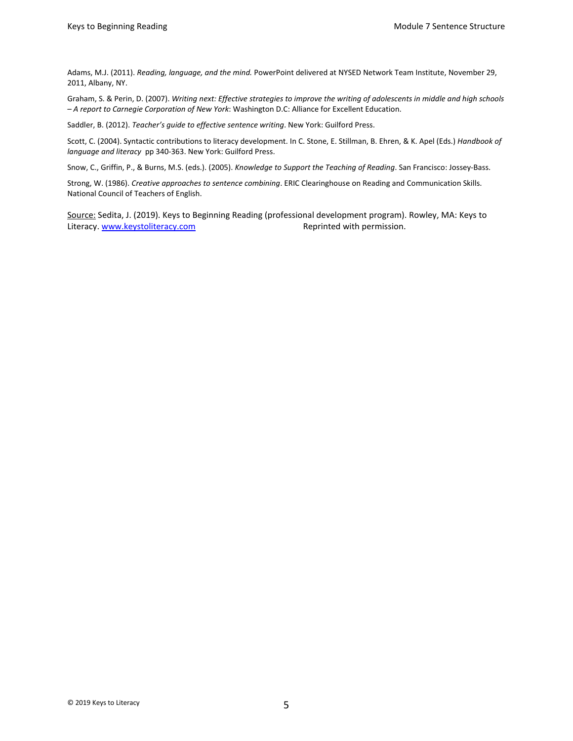Adams, M.J. (2011). *Reading, language, and the mind.* PowerPoint delivered at NYSED Network Team Institute, November 29, 2011, Albany, NY.

Graham, S. & Perin, D. (2007). *Writing next: Effective strategies to improve the writing of adolescents in middle and high schools – A report to Carnegie Corporation of New York*: Washington D.C: Alliance for Excellent Education.

Saddler, B. (2012). *Teacher's guide to effective sentence writing*. New York: Guilford Press.

Scott, C. (2004). Syntactic contributions to literacy development. In C. Stone, E. Stillman, B. Ehren, & K. Apel (Eds.) *Handbook of language and literacy* pp 340-363. New York: Guilford Press.

Snow, C., Griffin, P., & Burns, M.S. (eds.). (2005). *Knowledge to Support the Teaching of Reading*. San Francisco: Jossey-Bass.

Strong, W. (1986). *Creative approaches to sentence combining*. ERIC Clearinghouse on Reading and Communication Skills. National Council of Teachers of English.

Source: Sedita, J. (2019). Keys to Beginning Reading (professional development program). Rowley, MA: Keys to Literacy. [www.keystoliteracy.com](http://www.keystoliteracy.com) Reprinted with permission.